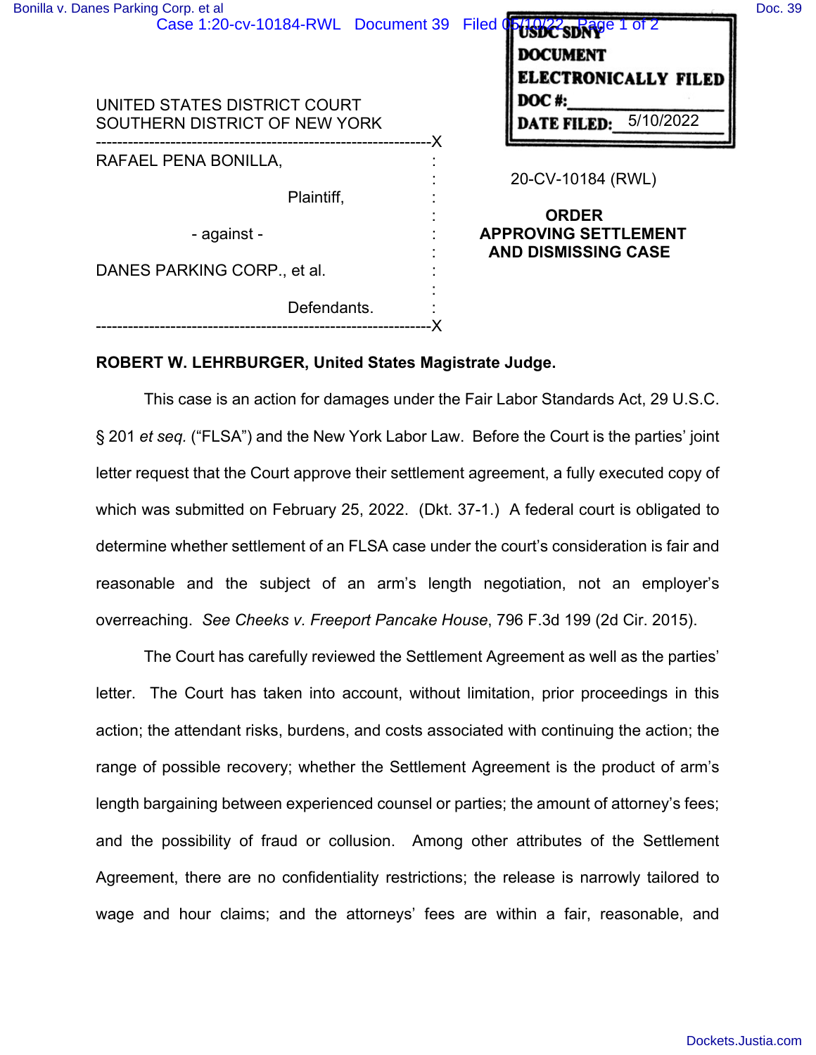USDC SDNY
DOCUMENT
ELECTRONICALLY FILED
DOC #: 
DATE FILED: 5/10/2022

UNITED STATES DISTRICT COURT
SOUTHERN DISTRICT OF NEW YORK

---

RAFAEL PENA BONILLA,

Plaintiff,

- against -

DANES PARKING CORP., et al.

Defendants.

---

20-CV-10184 (RWL)

**ORDER APPROVING SETTLEMENT AND DISMISSING CASE**

**ROBERT W. LEHRBURGER, United States Magistrate Judge.**

This case is an action for damages under the Fair Labor Standards Act, 29 U.S.C. § 201 *et seq.* ("FLSA") and the New York Labor Law. Before the Court is the parties' joint letter request that the Court approve their settlement agreement, a fully executed copy of which was submitted on February 25, 2022. (Dkt. 37-1.) A federal court is obligated to determine whether settlement of an FLSA case under the court's consideration is fair and reasonable and the subject of an arm's length negotiation, not an employer's overreaching. *See Cheeks v. Freeport Pancake House*, 796 F.3d 199 (2d Cir. 2015).

The Court has carefully reviewed the Settlement Agreement as well as the parties' letter. The Court has taken into account, without limitation, prior proceedings in this action; the attendant risks, burdens, and costs associated with continuing the action; the range of possible recovery; whether the Settlement Agreement is the product of arm's length bargaining between experienced counsel or parties; the amount of attorney's fees; and the possibility of fraud or collusion. Among other attributes of the Settlement Agreement, there are no confidentiality restrictions; the release is narrowly tailored to wage and hour claims; and the attorneys' fees are within a fair, reasonable, and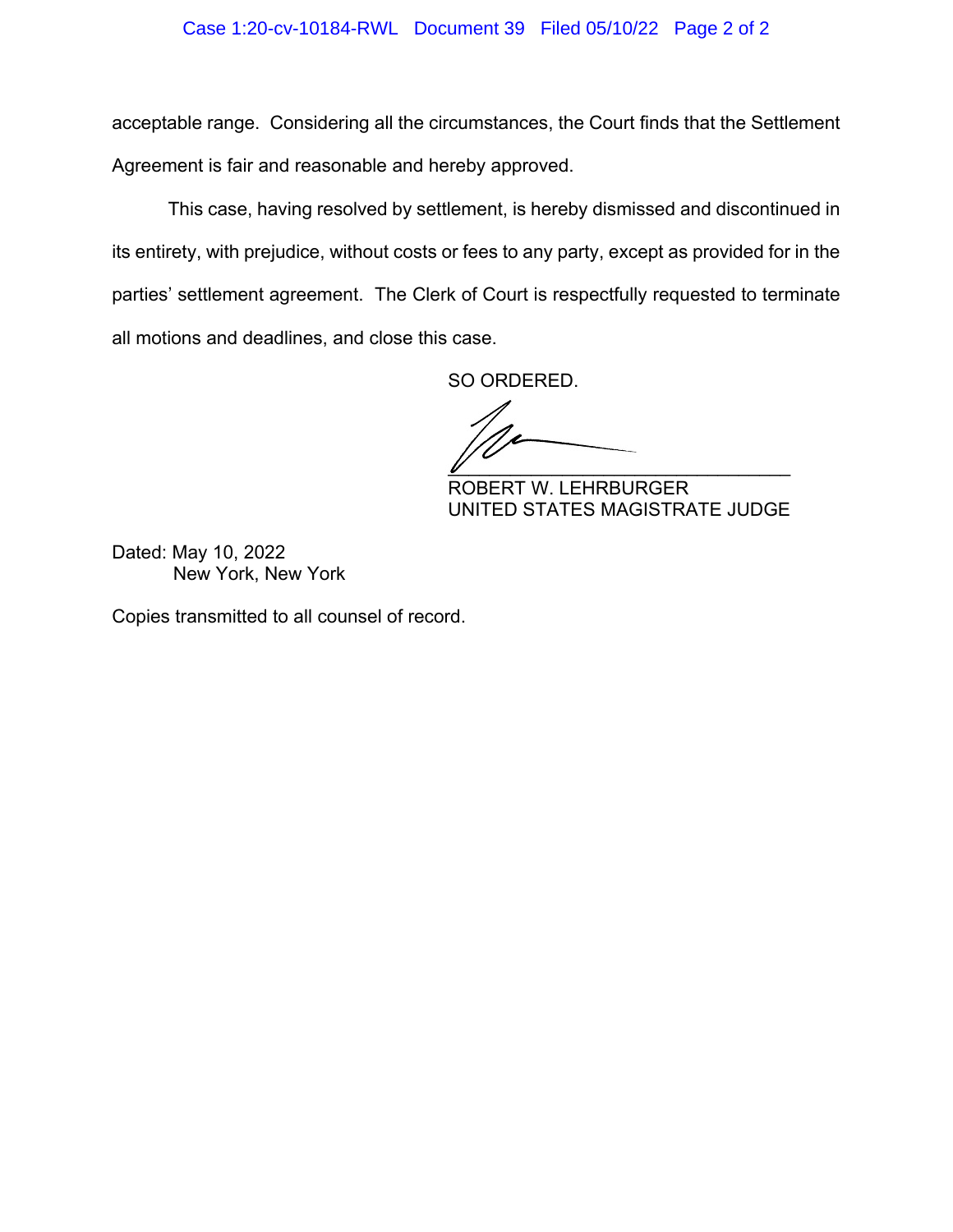acceptable range. Considering all the circumstances, the Court finds that the Settlement Agreement is fair and reasonable and hereby approved.

This case, having resolved by settlement, is hereby dismissed and discontinued in its entirety, with prejudice, without costs or fees to any party, except as provided for in the parties' settlement agreement. The Clerk of Court is respectfully requested to terminate all motions and deadlines, and close this case.

SO ORDERED.

ROBERT W. LEHRBURGER
UNITED STATES MAGISTRATE JUDGE

Dated: May 10, 2022
New York, New York

Copies transmitted to all counsel of record.